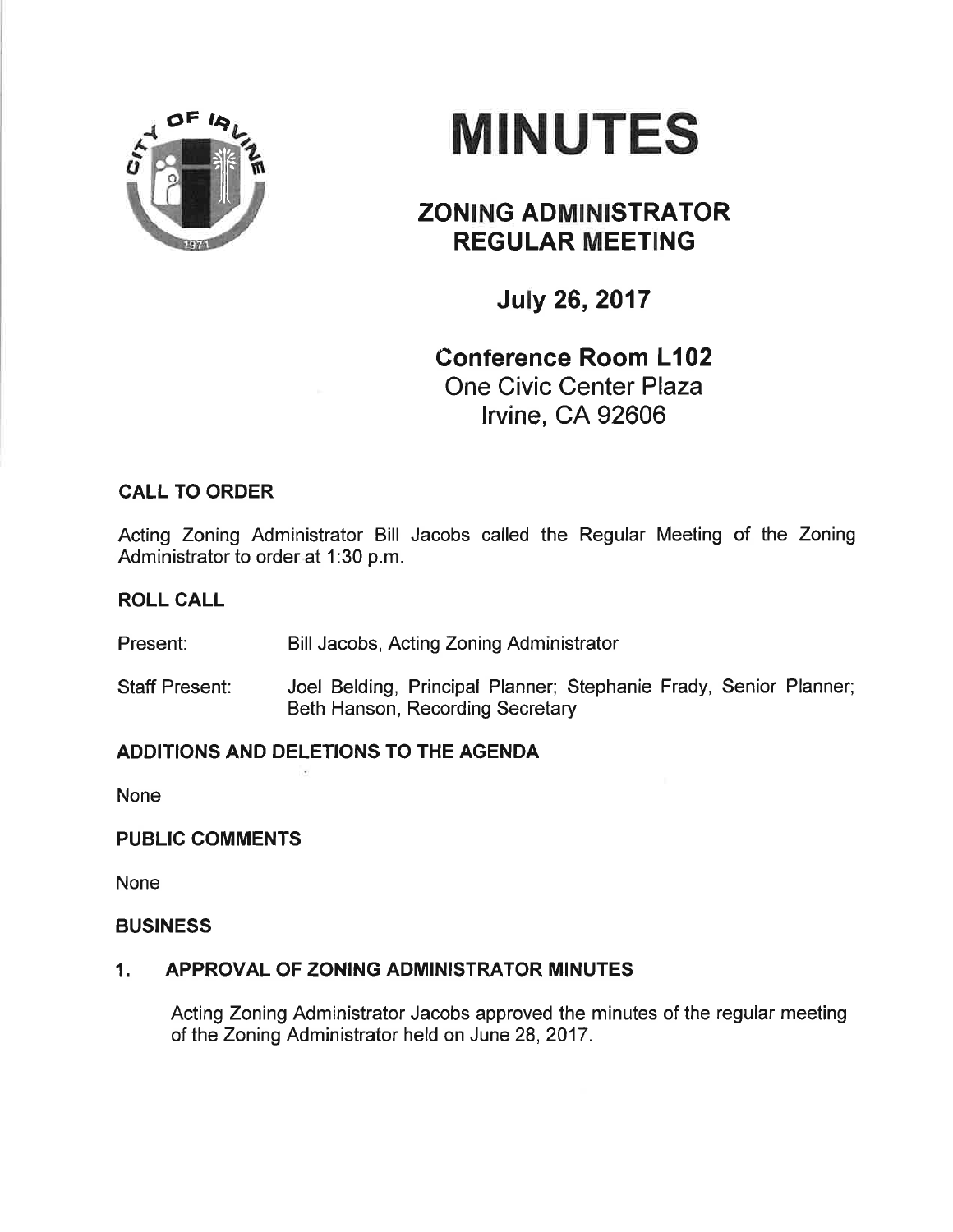# MINUTES

## ZONING ADMINISTRATOR REGULAR MEETING

### July 26, 2017

### Conference Room L102

One Civic Center Plaza
Irvine, CA 92606

## CALL TO ORDER

Acting Zoning Administrator Bill Jacobs called the Regular Meeting of the Zoning Administrator to order at 1:30 p.m.

## ROLL CALL

Present: Bill Jacobs, Acting Zoning Administrator

Staff Present: Joel Belding, Principal Planner; Stephanie Frady, Senior Planner; Beth Hanson, Recording Secretary

## ADDITIONS AND DELETIONS TO THE AGENDA

None

## PUBLIC COMMENTS

None

## BUSINESS

### 1. APPROVAL OF ZONING ADMINISTRATOR MINUTES

Acting Zoning Administrator Jacobs approved the minutes of the regular meeting of the Zoning Administrator held on June 28, 2017.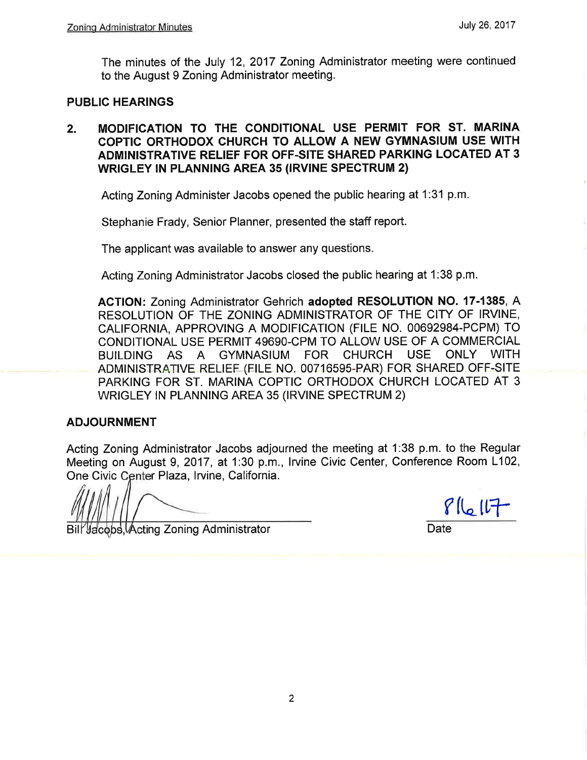The minutes of the July 12, 2017 Zoning Administrator meeting were continued to the August 9 Zoning Administrator meeting.

## PUBLIC HEARINGS

**2. MODIFICATION TO THE CONDITIONAL USE PERMIT FOR ST. MARINA COPTIC ORTHODOX CHURCH TO ALLOW A NEW GYMNASIUM USE WITH ADMINISTRATIVE RELIEF FOR OFF-SITE SHARED PARKING LOCATED AT 3 WRIGLEY IN PLANNING AREA 35 (IRVINE SPECTRUM 2)**

Acting Zoning Administer Jacobs opened the public hearing at 1:31 p.m.

Stephanie Frady, Senior Planner, presented the staff report.

The applicant was available to answer any questions.

Acting Zoning Administrator Jacobs closed the public hearing at 1:38 p.m.

**ACTION:** Zoning Administrator Gehrich **adopted RESOLUTION NO. 17-1385**, A RESOLUTION OF THE ZONING ADMINISTRATOR OF THE CITY OF IRVINE, CALIFORNIA, APPROVING A MODIFICATION (FILE NO. 00692984-PCPM) TO CONDITIONAL USE PERMIT 49690-CPM TO ALLOW USE OF A COMMERCIAL BUILDING AS A GYMNASIUM FOR CHURCH USE ONLY WITH ADMINISTRATIVE RELIEF (FILE NO. 00716595-PAR) FOR SHARED OFF-SITE PARKING FOR ST. MARINA COPTIC ORTHODOX CHURCH LOCATED AT 3 WRIGLEY IN PLANNING AREA 35 (IRVINE SPECTRUM 2)

## ADJOURNMENT

Acting Zoning Administrator Jacobs adjourned the meeting at 1:38 p.m. to the Regular Meeting on August 9, 2017, at 1:30 p.m., Irvine Civic Center, Conference Room L102, One Civic Center Plaza, Irvine, California.

Bill Jacobs, Acting Zoning Administrator

8/16/17
Date